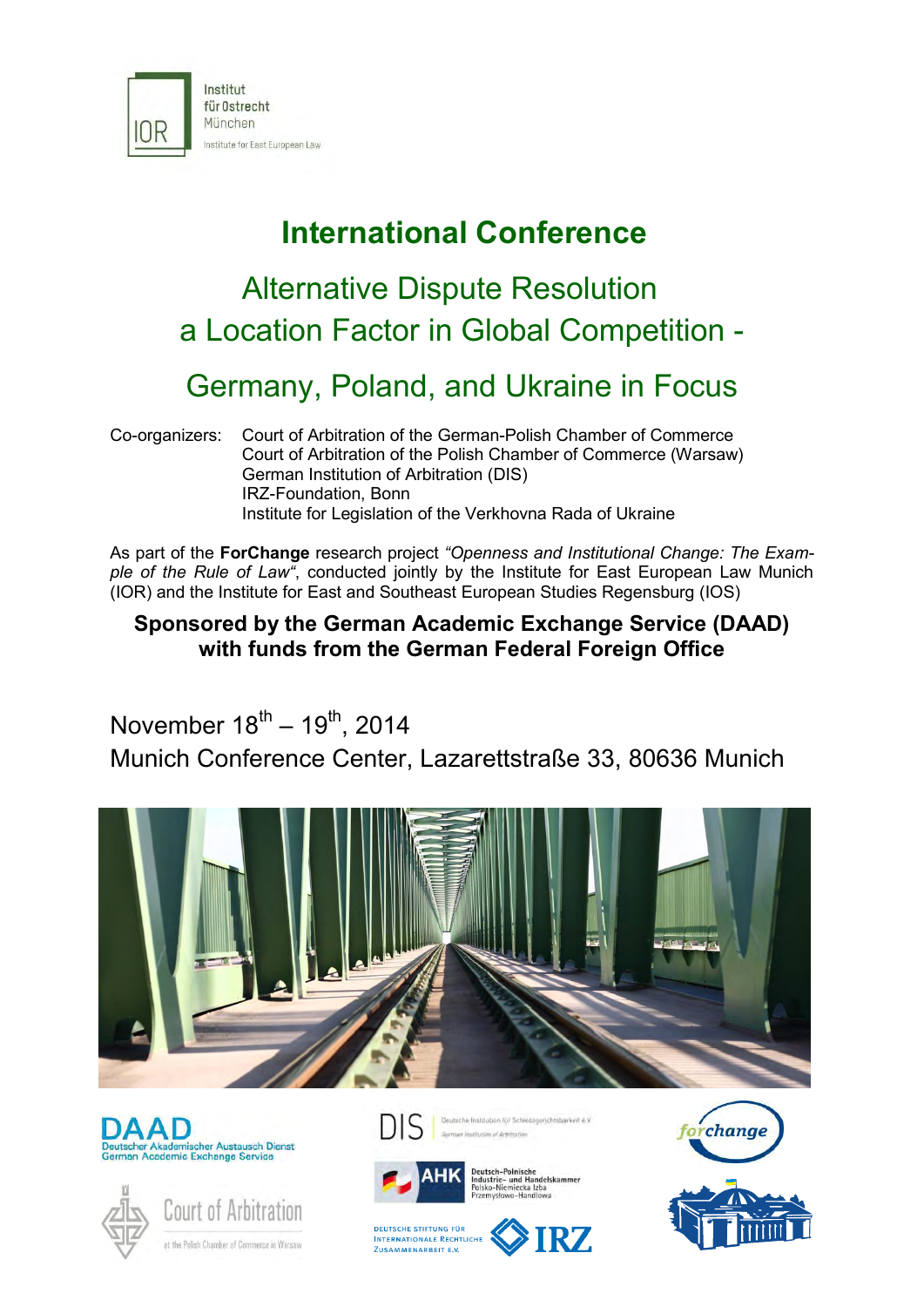Institut für Ostrecht München

Institute for East European Law

# International Conference

## Alternative Dispute Resolution a Location Factor in Global Competition - Germany, Poland, and Ukraine in Focus

Co-organizers:
- Court of Arbitration of the German-Polish Chamber of Commerce
- Court of Arbitration of the Polish Chamber of Commerce (Warsaw)
- German Institution of Arbitration (DIS)
- IRZ-Foundation, Bonn
- Institute for Legislation of the Verkhovna Rada of Ukraine

As part of the **ForChange** research project *"Openness and Institutional Change: The Example of the Rule of Law"*, conducted jointly by the Institute for East European Law Munich (IOR) and the Institute for East and Southeast European Studies Regensburg (IOS)

**Sponsored by the German Academic Exchange Service (DAAD) with funds from the German Federal Foreign Office**

November 18th – 19th, 2014

Munich Conference Center, Lazarettstraße 33, 80636 Munich

DAAD Deutscher Akademischer Austausch Dienst German Academic Exchange Service

Court of Arbitration at the Polish Chamber of Commerce in Warsaw

DIS Deutsche Institution für Schiedsgerichtsbarkeit e.V. German Institution of Arbitration

AHK Deutsch-Polnische Industrie- und Handelskammer Polsko-Niemiecka Izba Przemysłowo-Handlowa

Deutsche Stiftung für Internationale Rechtliche Zusammenarbeit e.V. IRZ

forchange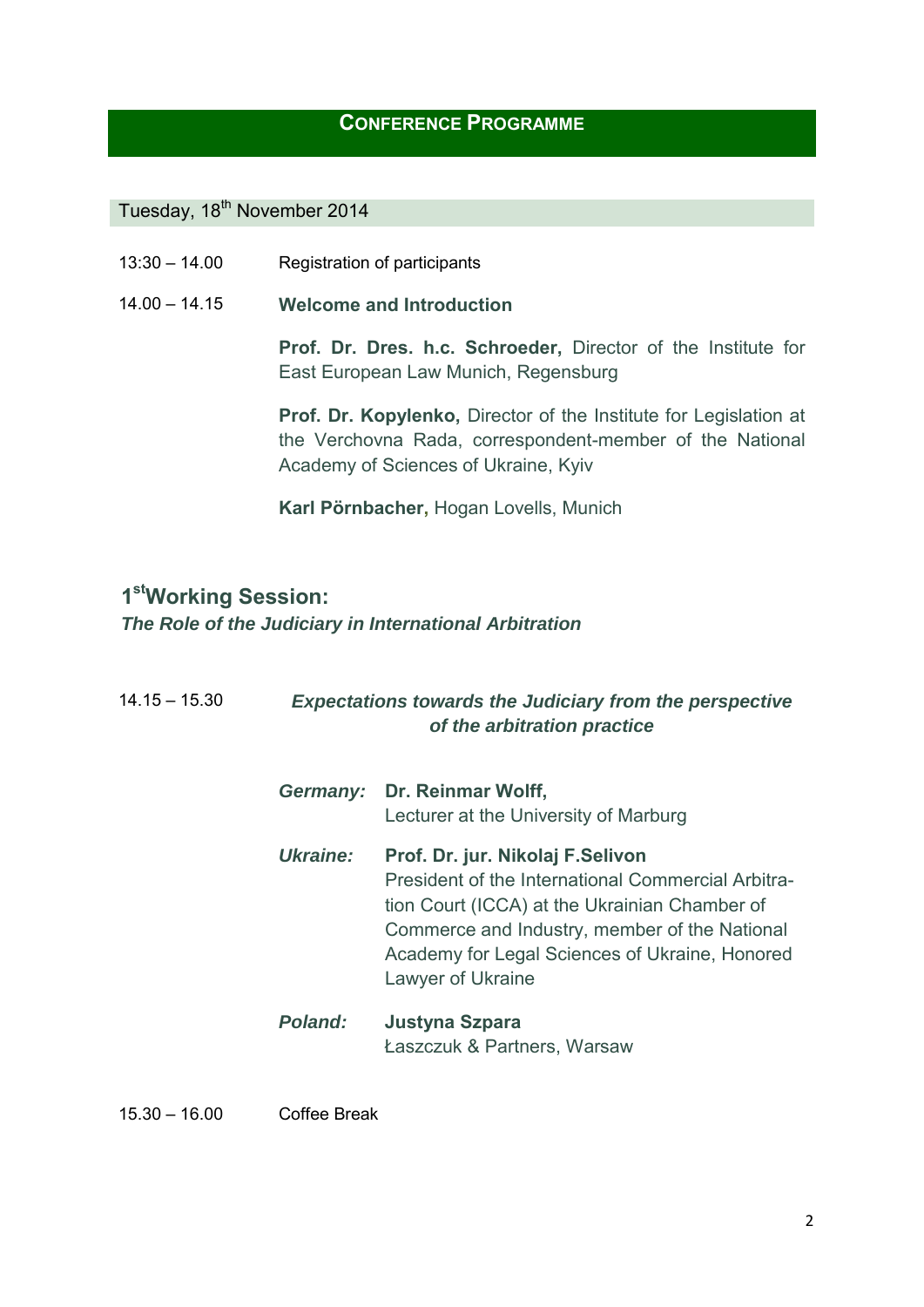# Conference Programme

## Tuesday, 18th November 2014

13:30 – 14.00 Registration of participants

14.00 – 14.15 **Welcome and Introduction**

**Prof. Dr. Dres. h.c. Schroeder,** Director of the Institute for East European Law Munich, Regensburg

**Prof. Dr. Kopylenko,** Director of the Institute for Legislation at the Verchovna Rada, correspondent-member of the National Academy of Sciences of Ukraine, Kyiv

**Karl Pörnbacher,** Hogan Lovells, Munich

## 1st Working Session:

***The Role of the Judiciary in International Arbitration***

14.15 – 15.30 ***Expectations towards the Judiciary from the perspective of the arbitration practice***

***Germany:*** **Dr. Reinmar Wolff,**
Lecturer at the University of Marburg

***Ukraine:*** **Prof. Dr. jur. Nikolaj F.Selivon**
President of the International Commercial Arbitration Court (ICCA) at the Ukrainian Chamber of Commerce and Industry, member of the National Academy for Legal Sciences of Ukraine, Honored Lawyer of Ukraine

***Poland:*** **Justyna Szpara**
Łaszczuk & Partners, Warsaw

15.30 – 16.00 Coffee Break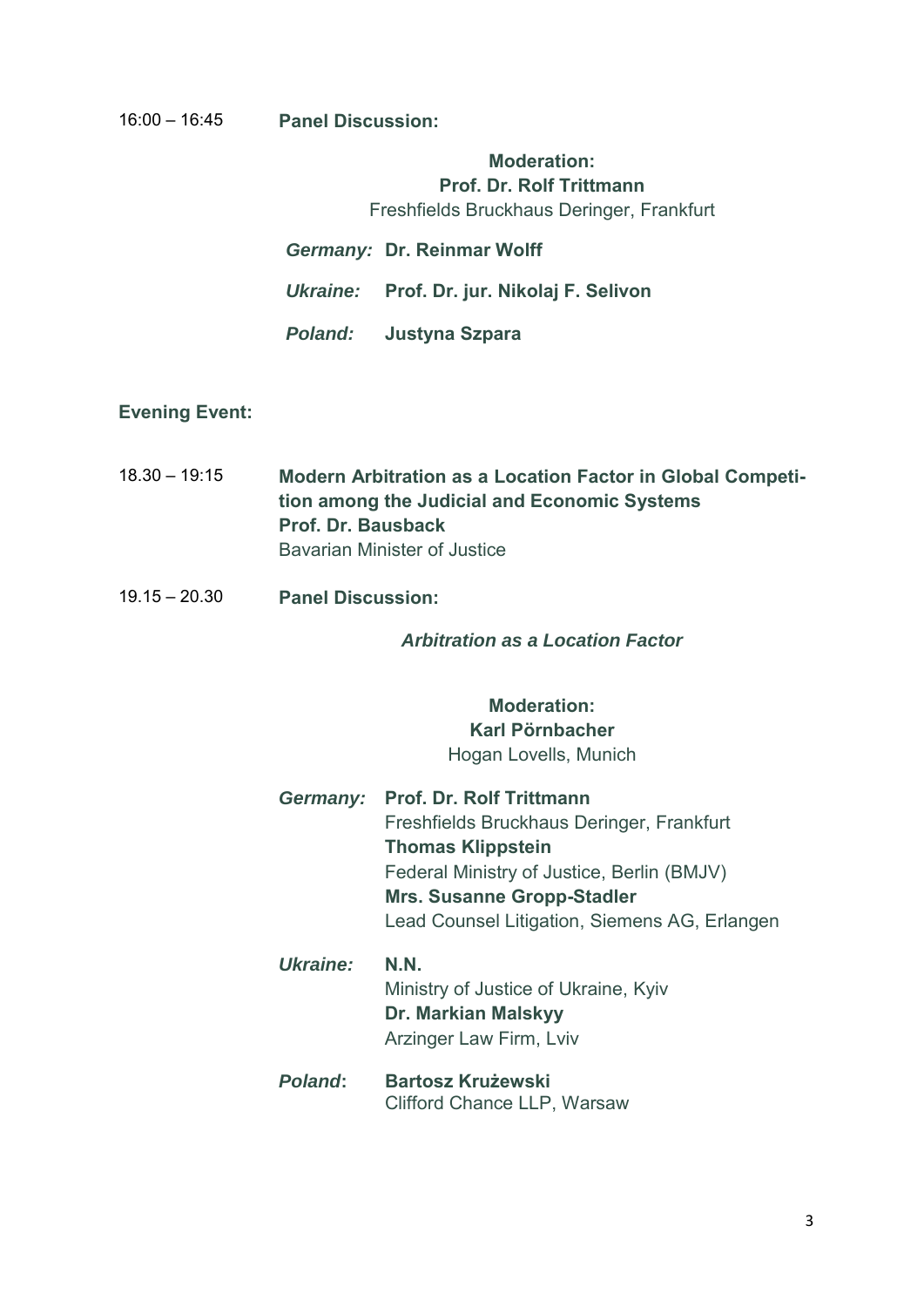16:00 – 16:45 **Panel Discussion:**

**Moderation:**
**Prof. Dr. Rolf Trittmann**
Freshfields Bruckhaus Deringer, Frankfurt

***Germany:*** **Dr. Reinmar Wolff**

***Ukraine:*** **Prof. Dr. jur. Nikolaj F. Selivon**

***Poland:*** **Justyna Szpara**

**Evening Event:**

18.30 – 19:15 **Modern Arbitration as a Location Factor in Global Competition among the Judicial and Economic Systems**
**Prof. Dr. Bausback**
Bavarian Minister of Justice

19.15 – 20.30 **Panel Discussion:**

***Arbitration as a Location Factor***

**Moderation:**
**Karl Pörnbacher**
Hogan Lovells, Munich

***Germany:*** **Prof. Dr. Rolf Trittmann**
Freshfields Bruckhaus Deringer, Frankfurt
**Thomas Klippstein**
Federal Ministry of Justice, Berlin (BMJV)
**Mrs. Susanne Gropp-Stadler**
Lead Counsel Litigation, Siemens AG, Erlangen

***Ukraine:*** **N.N.**
Ministry of Justice of Ukraine, Kyiv
**Dr. Markian Malskyy**
Arzinger Law Firm, Lviv

***Poland*:** **Bartosz Krużewski**
Clifford Chance LLP, Warsaw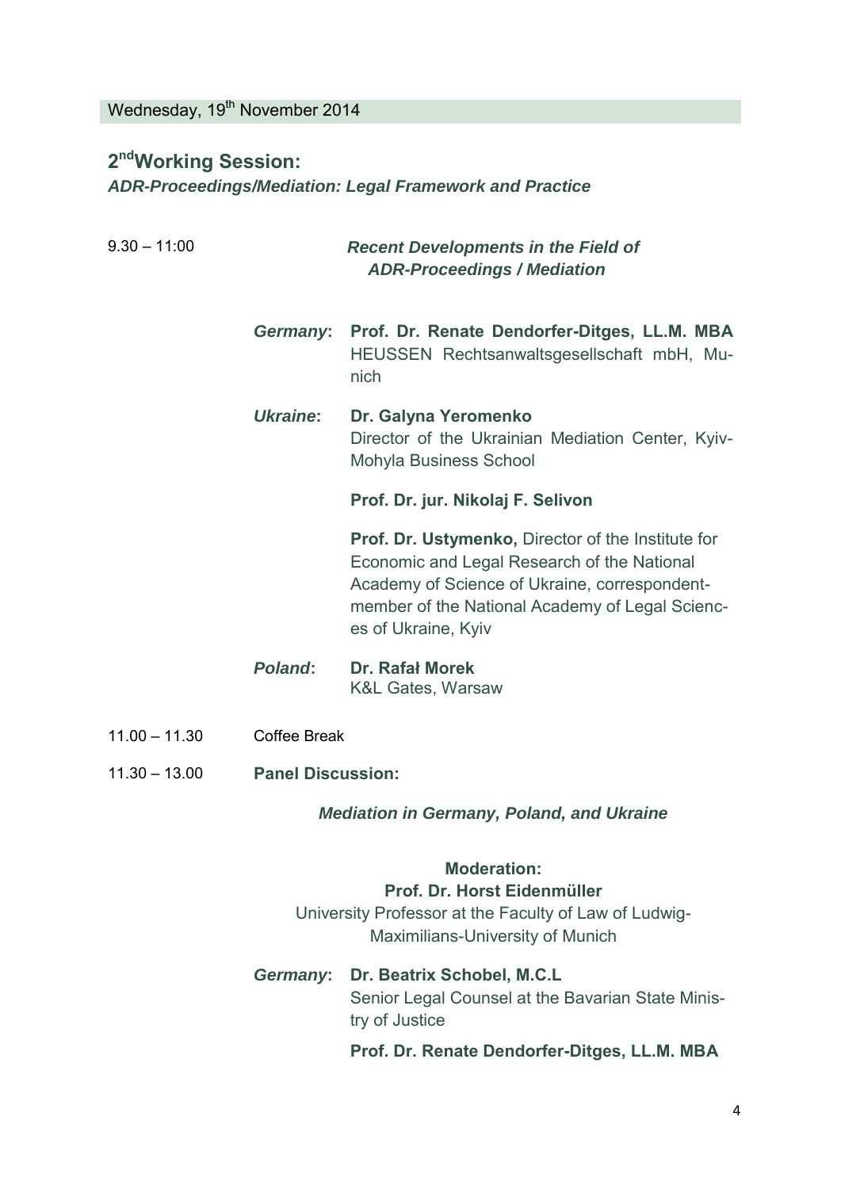Wednesday, 19th November 2014

## 2nd Working Session:

***ADR-Proceedings/Mediation: Legal Framework and Practice***

9.30 – 11:00 ***Recent Developments in the Field of ADR-Proceedings / Mediation***

***Germany*****:** **Prof. Dr. Renate Dendorfer-Ditges, LL.M. MBA**
HEUSSEN Rechtsanwaltsgesellschaft mbH, Munich

***Ukraine*****:** **Dr. Galyna Yeromenko**
Director of the Ukrainian Mediation Center, Kyiv-Mohyla Business School

**Prof. Dr. jur. Nikolaj F. Selivon**

**Prof. Dr. Ustymenko,** Director of the Institute for Economic and Legal Research of the National Academy of Science of Ukraine, correspondent-member of the National Academy of Legal Sciences of Ukraine, Kyiv

***Poland*****:** **Dr. Rafał Morek**
K&L Gates, Warsaw

11.00 – 11.30 Coffee Break

11.30 – 13.00 **Panel Discussion:**

***Mediation in Germany, Poland, and Ukraine***

**Moderation:**
**Prof. Dr. Horst Eidenmüller**
University Professor at the Faculty of Law of Ludwig-Maximilians-University of Munich

***Germany*****:** **Dr. Beatrix Schobel, M.C.L**
Senior Legal Counsel at the Bavarian State Ministry of Justice

**Prof. Dr. Renate Dendorfer-Ditges, LL.M. MBA**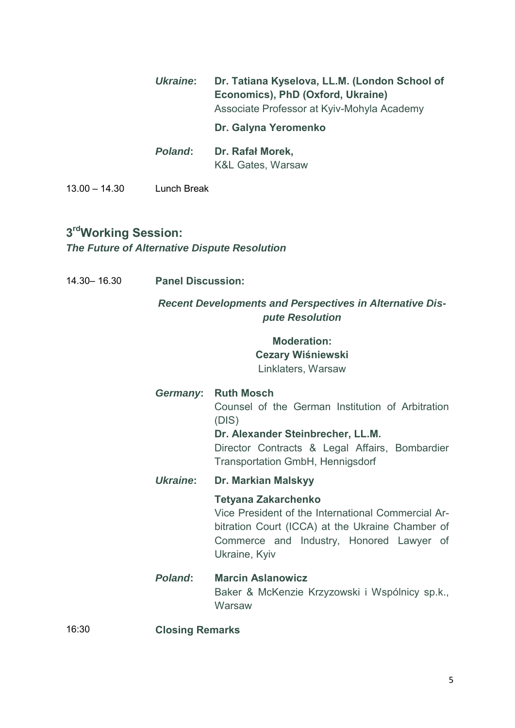*Ukraine*: **Dr. Tatiana Kyselova, LL.M. (London School of Economics), PhD (Oxford, Ukraine)**
Associate Professor at Kyiv-Mohyla Academy

**Dr. Galyna Yeromenko**

*Poland*: **Dr. Rafał Morek,**
K&L Gates, Warsaw

13.00 – 14.30 Lunch Break

## 3rd Working Session:

### *The Future of Alternative Dispute Resolution*

14.30– 16.30 **Panel Discussion:**

***Recent Developments and Perspectives in Alternative Dispute Resolution***

**Moderation:**
**Cezary Wiśniewski**
Linklaters, Warsaw

*Germany*: **Ruth Mosch**
Counsel of the German Institution of Arbitration (DIS)

**Dr. Alexander Steinbrecher, LL.M.**
Director Contracts & Legal Affairs, Bombardier Transportation GmbH, Hennigsdorf

*Ukraine*: **Dr. Markian Malskyy**

**Tetyana Zakarchenko**
Vice President of the International Commercial Arbitration Court (ICCA) at the Ukraine Chamber of Commerce and Industry, Honored Lawyer of Ukraine, Kyiv

*Poland*: **Marcin Aslanowicz**
Baker & McKenzie Krzyzowski i Wspólnicy sp.k., Warsaw

16:30 **Closing Remarks**